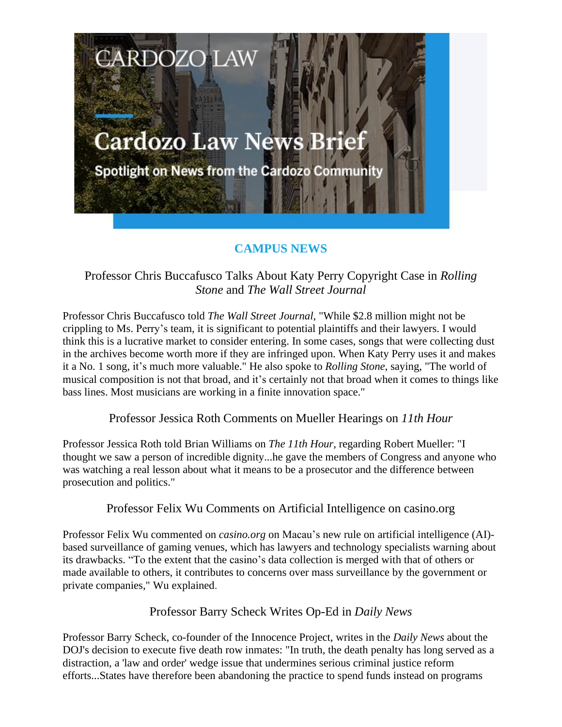# Cardozo Law News Brief

Spotlight on News from the Cardozo Community

## CAMPUS NEWS

### Professor Chris Buccafusco Talks About Katy Perry Copyright Case in *Rolling Stone* and *The Wall Street Journal*

Professor Chris Buccafusco told *The Wall Street Journal*, "While $2.8 million might not be crippling to Ms. Perry's team, it is significant to potential plaintiffs and their lawyers. I would think this is a lucrative market to consider entering. In some cases, songs that were collecting dust in the archives become worth more if they are infringed upon. When Katy Perry uses it and makes it a No. 1 song, it's much more valuable." He also spoke to *Rolling Stone*, saying, "The world of musical composition is not that broad, and it's certainly not that broad when it comes to things like bass lines. Most musicians are working in a finite innovation space."

### Professor Jessica Roth Comments on Mueller Hearings on *11th Hour*

Professor Jessica Roth told Brian Williams on *The 11th Hour*, regarding Robert Mueller: "I thought we saw a person of incredible dignity...he gave the members of Congress and anyone who was watching a real lesson about what it means to be a prosecutor and the difference between prosecution and politics."

### Professor Felix Wu Comments on Artificial Intelligence on casino.org

Professor Felix Wu commented on *casino.org* on Macau's new rule on artificial intelligence (AI)-based surveillance of gaming venues, which has lawyers and technology specialists warning about its drawbacks. "To the extent that the casino's data collection is merged with that of others or made available to others, it contributes to concerns over mass surveillance by the government or private companies," Wu explained.

### Professor Barry Scheck Writes Op-Ed in *Daily News*

Professor Barry Scheck, co-founder of the Innocence Project, writes in the *Daily News* about the DOJ's decision to execute five death row inmates: "In truth, the death penalty has long served as a distraction, a 'law and order' wedge issue that undermines serious criminal justice reform efforts...States have therefore been abandoning the practice to spend funds instead on programs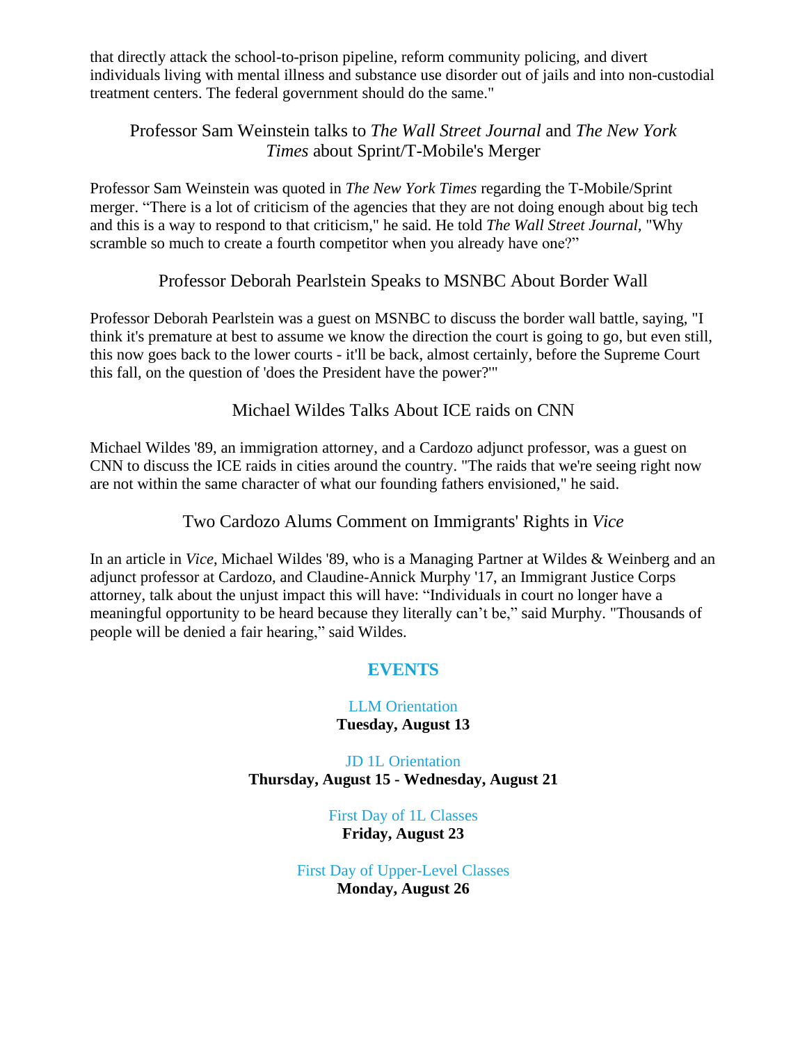that directly attack the school-to-prison pipeline, reform community policing, and divert individuals living with mental illness and substance use disorder out of jails and into non-custodial treatment centers. The federal government should do the same."

### Professor Sam Weinstein talks to *The Wall Street Journal* and *The New York Times* about Sprint/T-Mobile's Merger

Professor Sam Weinstein was quoted in *The New York Times* regarding the T-Mobile/Sprint merger. "There is a lot of criticism of the agencies that they are not doing enough about big tech and this is a way to respond to that criticism," he said. He told *The Wall Street Journal*, "Why scramble so much to create a fourth competitor when you already have one?"

### Professor Deborah Pearlstein Speaks to MSNBC About Border Wall

Professor Deborah Pearlstein was a guest on MSNBC to discuss the border wall battle, saying, "I think it's premature at best to assume we know the direction the court is going to go, but even still, this now goes back to the lower courts - it'll be back, almost certainly, before the Supreme Court this fall, on the question of 'does the President have the power?'"

### Michael Wildes Talks About ICE raids on CNN

Michael Wildes '89, an immigration attorney, and a Cardozo adjunct professor, was a guest on CNN to discuss the ICE raids in cities around the country. "The raids that we're seeing right now are not within the same character of what our founding fathers envisioned," he said.

### Two Cardozo Alums Comment on Immigrants' Rights in *Vice*

In an article in *Vice*, Michael Wildes '89, who is a Managing Partner at Wildes & Weinberg and an adjunct professor at Cardozo, and Claudine-Annick Murphy '17, an Immigrant Justice Corps attorney, talk about the unjust impact this will have: "Individuals in court no longer have a meaningful opportunity to be heard because they literally can't be," said Murphy. "Thousands of people will be denied a fair hearing," said Wildes.

## EVENTS

LLM Orientation
**Tuesday, August 13**

JD 1L Orientation
**Thursday, August 15 - Wednesday, August 21**

First Day of 1L Classes
**Friday, August 23**

First Day of Upper-Level Classes
**Monday, August 26**